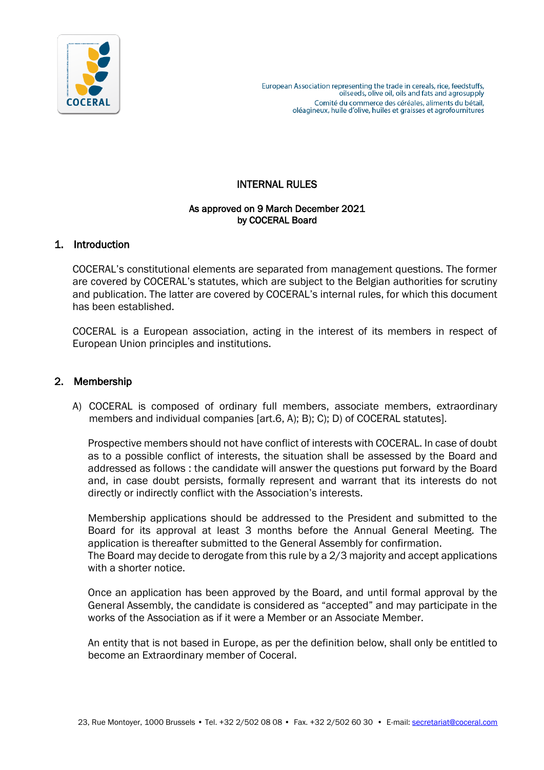European Association representing the trade in cereals, rice, feedstuffs, oilseeds, olive oil, oils and fats and agrosupply
Comité du commerce des céréales, aliments du bétail, oléagineux, huile d'olive, huiles et graisses et agrofournitures

# INTERNAL RULES

**As approved on 9 March December 2021**
**by COCERAL Board**

## 1. Introduction

COCERAL's constitutional elements are separated from management questions. The former are covered by COCERAL's statutes, which are subject to the Belgian authorities for scrutiny and publication. The latter are covered by COCERAL's internal rules, for which this document has been established.

COCERAL is a European association, acting in the interest of its members in respect of European Union principles and institutions.

## 2. Membership

A) COCERAL is composed of ordinary full members, associate members, extraordinary members and individual companies [art.6, A); B); C); D) of COCERAL statutes].

Prospective members should not have conflict of interests with COCERAL. In case of doubt as to a possible conflict of interests, the situation shall be assessed by the Board and addressed as follows : the candidate will answer the questions put forward by the Board and, in case doubt persists, formally represent and warrant that its interests do not directly or indirectly conflict with the Association's interests.

Membership applications should be addressed to the President and submitted to the Board for its approval at least 3 months before the Annual General Meeting. The application is thereafter submitted to the General Assembly for confirmation.
The Board may decide to derogate from this rule by a 2/3 majority and accept applications with a shorter notice.

Once an application has been approved by the Board, and until formal approval by the General Assembly, the candidate is considered as "accepted" and may participate in the works of the Association as if it were a Member or an Associate Member.

An entity that is not based in Europe, as per the definition below, shall only be entitled to become an Extraordinary member of Coceral.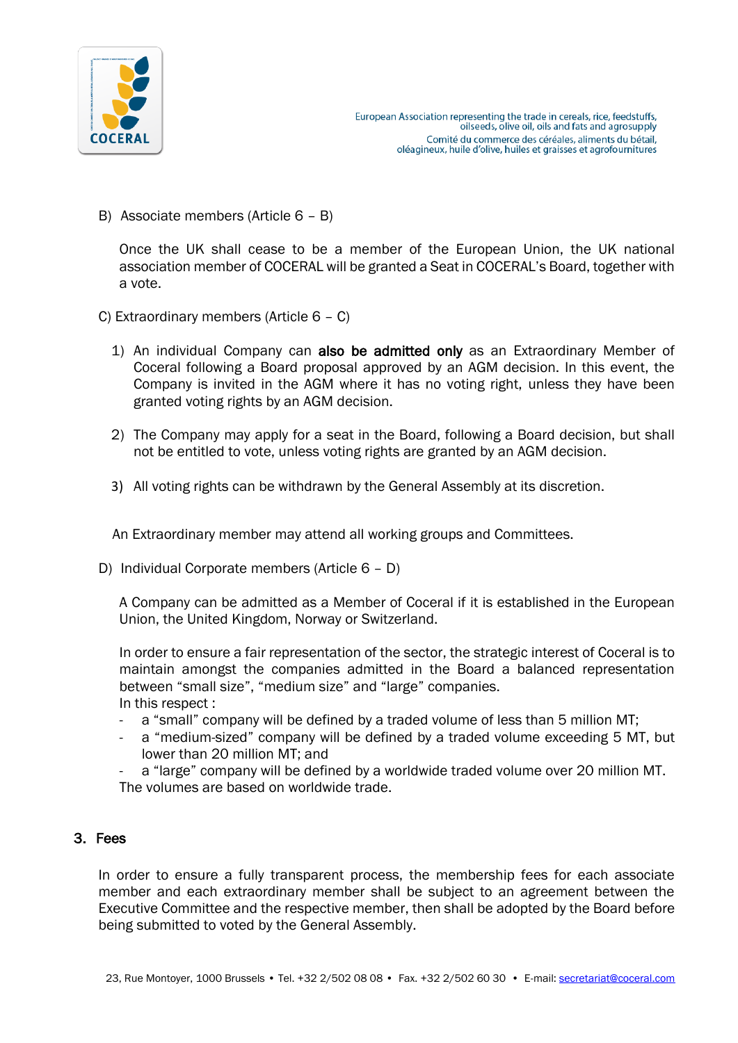B) Associate members (Article 6 – B)

Once the UK shall cease to be a member of the European Union, the UK national association member of COCERAL will be granted a Seat in COCERAL's Board, together with a vote.

C) Extraordinary members (Article 6 – C)

1) An individual Company can **also be admitted only** as an Extraordinary Member of Coceral following a Board proposal approved by an AGM decision. In this event, the Company is invited in the AGM where it has no voting right, unless they have been granted voting rights by an AGM decision.

2) The Company may apply for a seat in the Board, following a Board decision, but shall not be entitled to vote, unless voting rights are granted by an AGM decision.

3) All voting rights can be withdrawn by the General Assembly at its discretion.

An Extraordinary member may attend all working groups and Committees.

D) Individual Corporate members (Article 6 – D)

A Company can be admitted as a Member of Coceral if it is established in the European Union, the United Kingdom, Norway or Switzerland.

In order to ensure a fair representation of the sector, the strategic interest of Coceral is to maintain amongst the companies admitted in the Board a balanced representation between “small size”, “medium size” and “large” companies.
In this respect :

- a “small” company will be defined by a traded volume of less than 5 million MT;
- a “medium-sized” company will be defined by a traded volume exceeding 5 MT, but lower than 20 million MT; and
- a “large” company will be defined by a worldwide traded volume over 20 million MT.

The volumes are based on worldwide trade.

## 3. Fees

In order to ensure a fully transparent process, the membership fees for each associate member and each extraordinary member shall be subject to an agreement between the Executive Committee and the respective member, then shall be adopted by the Board before being submitted to voted by the General Assembly.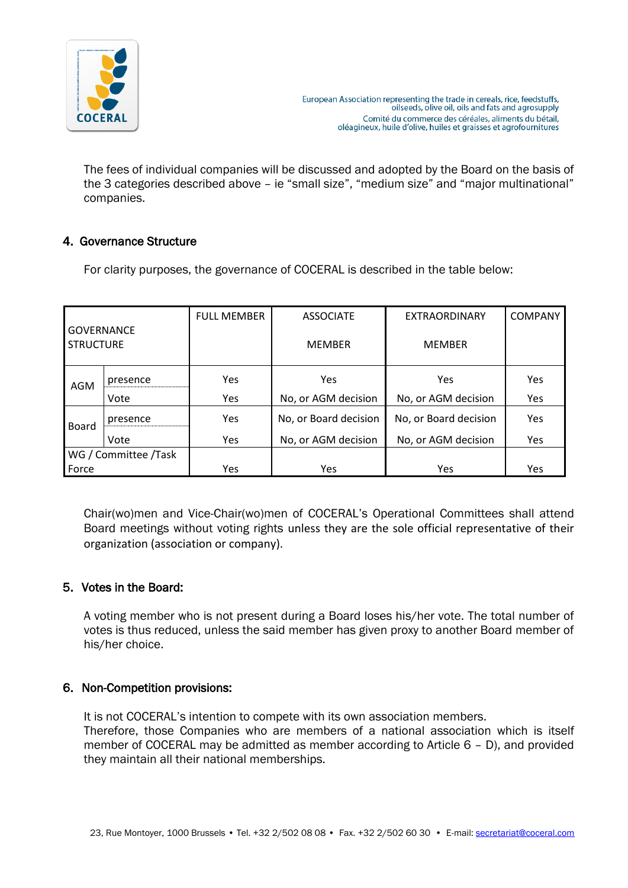The fees of individual companies will be discussed and adopted by the Board on the basis of the 3 categories described above – ie “small size”, “medium size” and “major multinational” companies.

## 4. Governance Structure

For clarity purposes, the governance of COCERAL is described in the table below:

| GOVERNANCE STRUCTURE | | FULL MEMBER | ASSOCIATE MEMBER | EXTRAORDINARY MEMBER | COMPANY |
|---|---|---|---|---|---|
| AGM | presence | Yes | Yes | Yes | Yes |
| | Vote | Yes | No, or AGM decision | No, or AGM decision | Yes |
| Board | presence | Yes | No, or Board decision | No, or Board decision | Yes |
| | Vote | Yes | No, or AGM decision | No, or AGM decision | Yes |
| WG / Committee /Task Force | | Yes | Yes | Yes | Yes |

Chair(wo)men and Vice-Chair(wo)men of COCERAL’s Operational Committees shall attend Board meetings without voting rights unless they are the sole official representative of their organization (association or company).

## 5. Votes in the Board:

A voting member who is not present during a Board loses his/her vote. The total number of votes is thus reduced, unless the said member has given proxy to another Board member of his/her choice.

## 6. Non-Competition provisions:

It is not COCERAL’s intention to compete with its own association members.
Therefore, those Companies who are members of a national association which is itself member of COCERAL may be admitted as member according to Article 6 – D), and provided they maintain all their national memberships.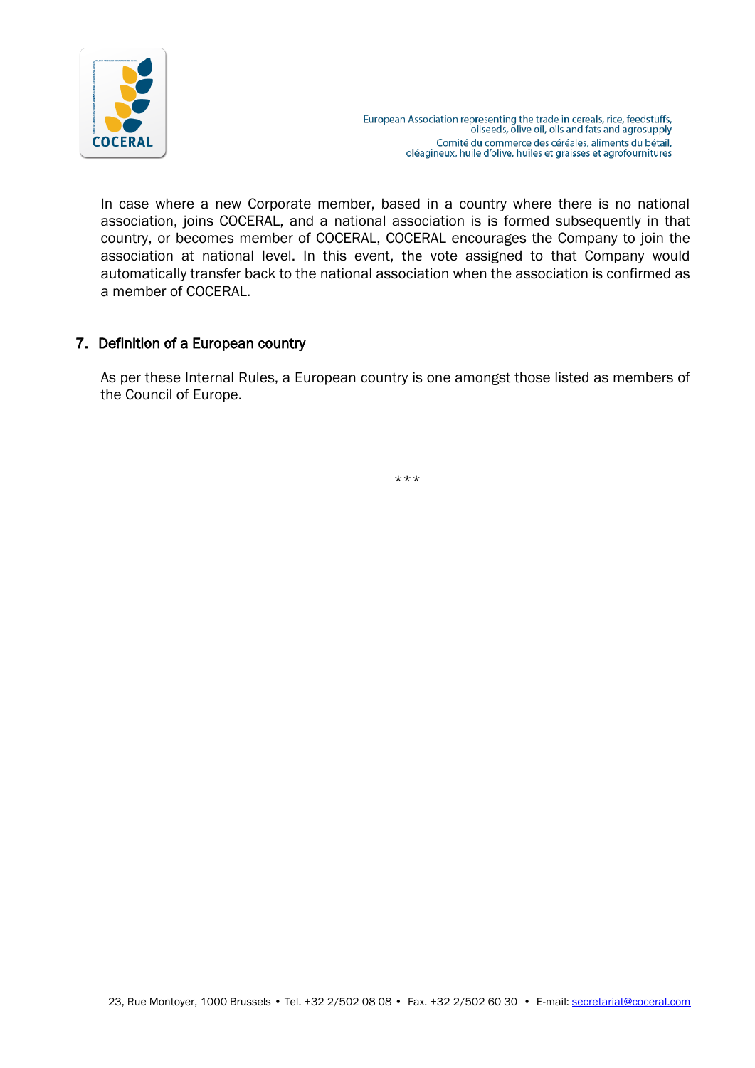In case where a new Corporate member, based in a country where there is no national association, joins COCERAL, and a national association is is formed subsequently in that country, or becomes member of COCERAL, COCERAL encourages the Company to join the association at national level. In this event, the vote assigned to that Company would automatically transfer back to the national association when the association is confirmed as a member of COCERAL.

## 7. Definition of a European country

As per these Internal Rules, a European country is one amongst those listed as members of the Council of Europe.

***